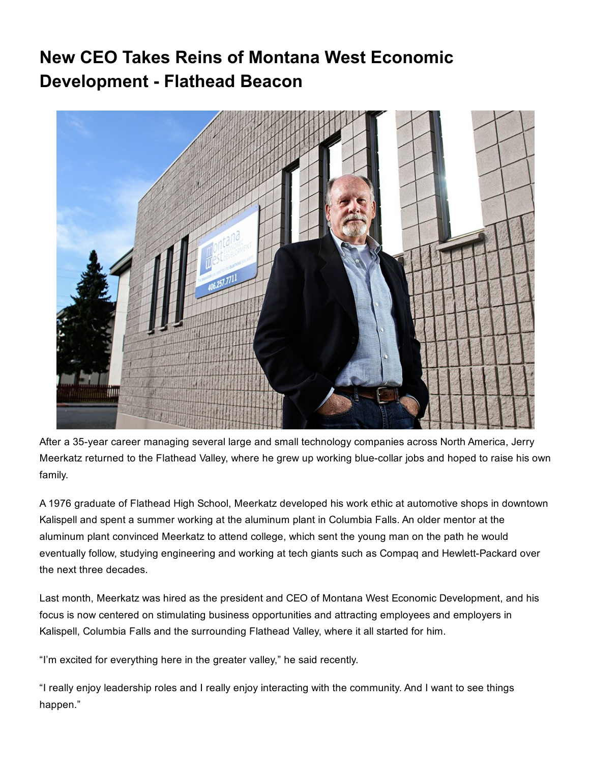# New CEO Takes Reins of Montana West Economic Development - Flathead Beacon

After a 35-year career managing several large and small technology companies across North America, Jerry Meerkatz returned to the Flathead Valley, where he grew up working blue-collar jobs and hoped to raise his own family.

A 1976 graduate of Flathead High School, Meerkatz developed his work ethic at automotive shops in downtown Kalispell and spent a summer working at the aluminum plant in Columbia Falls. An older mentor at the aluminum plant convinced Meerkatz to attend college, which sent the young man on the path he would eventually follow, studying engineering and working at tech giants such as Compaq and Hewlett-Packard over the next three decades.

Last month, Meerkatz was hired as the president and CEO of Montana West Economic Development, and his focus is now centered on stimulating business opportunities and attracting employees and employers in Kalispell, Columbia Falls and the surrounding Flathead Valley, where it all started for him.

"I'm excited for everything here in the greater valley," he said recently.

"I really enjoy leadership roles and I really enjoy interacting with the community. And I want to see things happen."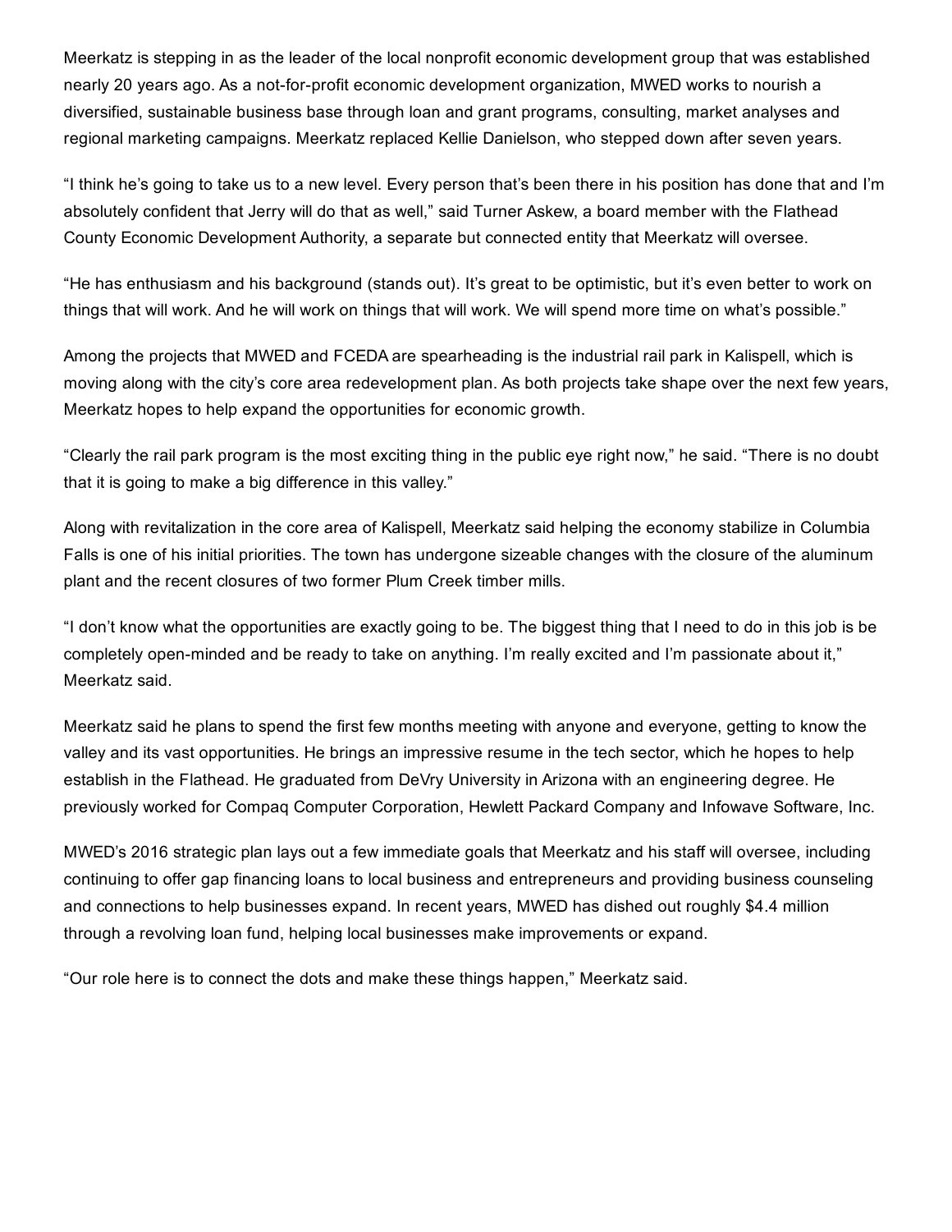Meerkatz is stepping in as the leader of the local nonprofit economic development group that was established nearly 20 years ago. As a not-for-profit economic development organization, MWED works to nourish a diversified, sustainable business base through loan and grant programs, consulting, market analyses and regional marketing campaigns. Meerkatz replaced Kellie Danielson, who stepped down after seven years.

“I think he’s going to take us to a new level. Every person that’s been there in his position has done that and I’m absolutely confident that Jerry will do that as well,” said Turner Askew, a board member with the Flathead County Economic Development Authority, a separate but connected entity that Meerkatz will oversee.

“He has enthusiasm and his background (stands out). It’s great to be optimistic, but it’s even better to work on things that will work. And he will work on things that will work. We will spend more time on what’s possible.”

Among the projects that MWED and FCEDA are spearheading is the industrial rail park in Kalispell, which is moving along with the city’s core area redevelopment plan. As both projects take shape over the next few years, Meerkatz hopes to help expand the opportunities for economic growth.

“Clearly the rail park program is the most exciting thing in the public eye right now,” he said. “There is no doubt that it is going to make a big difference in this valley.”

Along with revitalization in the core area of Kalispell, Meerkatz said helping the economy stabilize in Columbia Falls is one of his initial priorities. The town has undergone sizeable changes with the closure of the aluminum plant and the recent closures of two former Plum Creek timber mills.

“I don’t know what the opportunities are exactly going to be. The biggest thing that I need to do in this job is be completely open-minded and be ready to take on anything. I’m really excited and I’m passionate about it,” Meerkatz said.

Meerkatz said he plans to spend the first few months meeting with anyone and everyone, getting to know the valley and its vast opportunities. He brings an impressive resume in the tech sector, which he hopes to help establish in the Flathead. He graduated from DeVry University in Arizona with an engineering degree. He previously worked for Compaq Computer Corporation, Hewlett Packard Company and Infowave Software, Inc.

MWED’s 2016 strategic plan lays out a few immediate goals that Meerkatz and his staff will oversee, including continuing to offer gap financing loans to local business and entrepreneurs and providing business counseling and connections to help businesses expand. In recent years, MWED has dished out roughly $4.4 million through a revolving loan fund, helping local businesses make improvements or expand.

“Our role here is to connect the dots and make these things happen,” Meerkatz said.